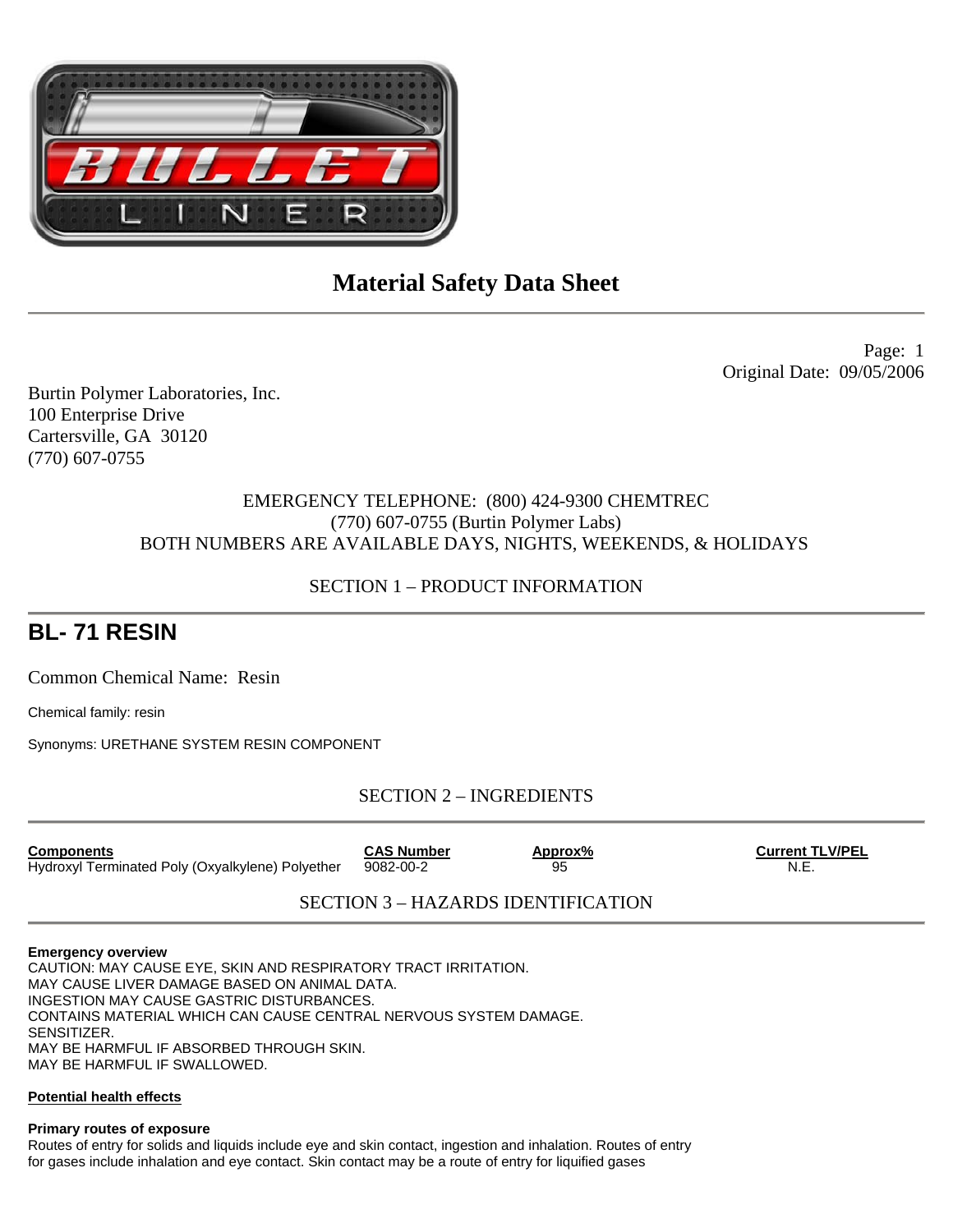# Material Safety Data Sheet

Page: 1
Original Date: 09/05/2006

Burtin Polymer Laboratories, Inc.
100 Enterprise Drive
Cartersville, GA 30120
(770) 607-0755

EMERGENCY TELEPHONE: (800) 424-9300 CHEMTREC
(770) 607-0755 (Burtin Polymer Labs)
BOTH NUMBERS ARE AVAILABLE DAYS, NIGHTS, WEEKENDS, & HOLIDAYS

## SECTION 1 – PRODUCT INFORMATION

# BL- 71 RESIN

Common Chemical Name: Resin

Chemical family: resin

Synonyms: URETHANE SYSTEM RESIN COMPONENT

## SECTION 2 – INGREDIENTS

| Components | CAS Number | Approx% | Current TLV/PEL |
|---|---|---|---|
| Hydroxyl Terminated Poly (Oxyalkylene) Polyether | 9082-00-2 | 95 | N.E. |

## SECTION 3 – HAZARDS IDENTIFICATION

**Emergency overview**
CAUTION: MAY CAUSE EYE, SKIN AND RESPIRATORY TRACT IRRITATION.
MAY CAUSE LIVER DAMAGE BASED ON ANIMAL DATA.
INGESTION MAY CAUSE GASTRIC DISTURBANCES.
CONTAINS MATERIAL WHICH CAN CAUSE CENTRAL NERVOUS SYSTEM DAMAGE.
SENSITIZER.
MAY BE HARMFUL IF ABSORBED THROUGH SKIN.
MAY BE HARMFUL IF SWALLOWED.

**Potential health effects**

**Primary routes of exposure**
Routes of entry for solids and liquids include eye and skin contact, ingestion and inhalation. Routes of entry for gases include inhalation and eye contact. Skin contact may be a route of entry for liquified gases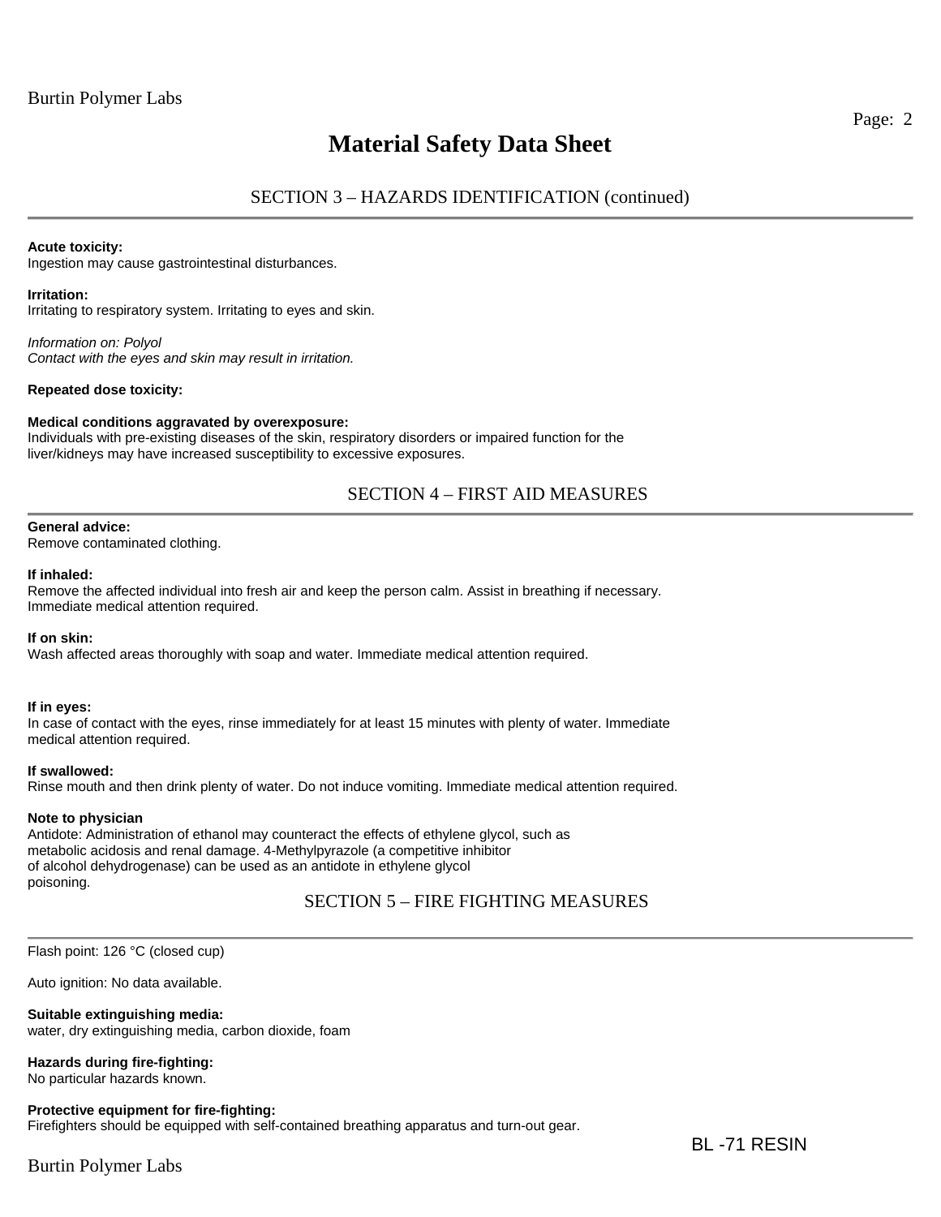# Material Safety Data Sheet

## SECTION 3 – HAZARDS IDENTIFICATION (continued)

**Acute toxicity:**
Ingestion may cause gastrointestinal disturbances.

**Irritation:**
Irritating to respiratory system. Irritating to eyes and skin.

*Information on: Polyol*
*Contact with the eyes and skin may result in irritation.*

**Repeated dose toxicity:**

**Medical conditions aggravated by overexposure:**
Individuals with pre-existing diseases of the skin, respiratory disorders or impaired function for the liver/kidneys may have increased susceptibility to excessive exposures.

## SECTION 4 – FIRST AID MEASURES

**General advice:**
Remove contaminated clothing.

**If inhaled:**
Remove the affected individual into fresh air and keep the person calm. Assist in breathing if necessary. Immediate medical attention required.

**If on skin:**
Wash affected areas thoroughly with soap and water. Immediate medical attention required.

**If in eyes:**
In case of contact with the eyes, rinse immediately for at least 15 minutes with plenty of water. Immediate medical attention required.

**If swallowed:**
Rinse mouth and then drink plenty of water. Do not induce vomiting. Immediate medical attention required.

**Note to physician**
Antidote: Administration of ethanol may counteract the effects of ethylene glycol, such as metabolic acidosis and renal damage. 4-Methylpyrazole (a competitive inhibitor of alcohol dehydrogenase) can be used as an antidote in ethylene glycol poisoning.

## SECTION 5 – FIRE FIGHTING MEASURES

Flash point: 126 °C (closed cup)

Auto ignition: No data available.

**Suitable extinguishing media:**
water, dry extinguishing media, carbon dioxide, foam

**Hazards during fire-fighting:**
No particular hazards known.

**Protective equipment for fire-fighting:**
Firefighters should be equipped with self-contained breathing apparatus and turn-out gear.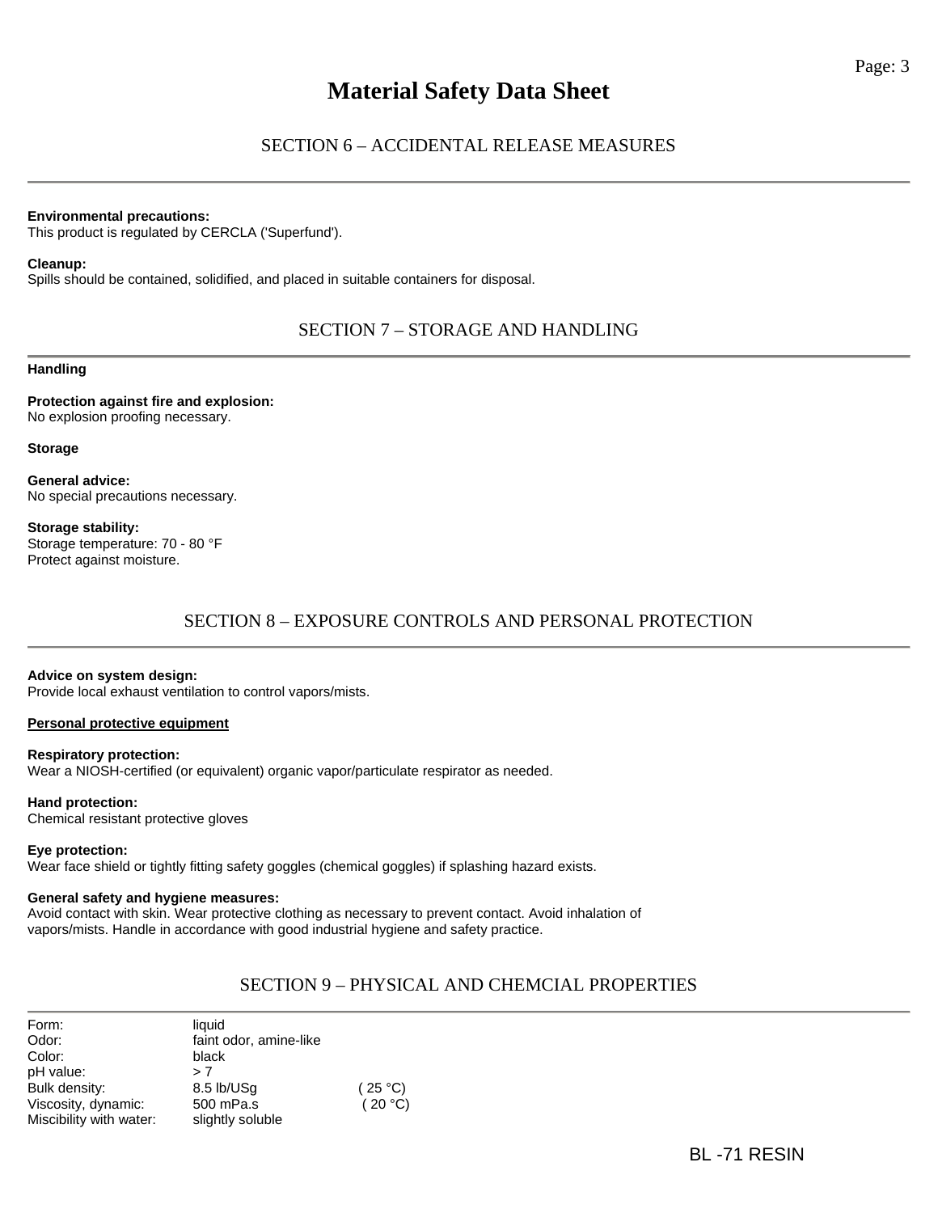# Material Safety Data Sheet

## SECTION 6 – ACCIDENTAL RELEASE MEASURES

**Environmental precautions:**
This product is regulated by CERCLA ('Superfund').

**Cleanup:**
Spills should be contained, solidified, and placed in suitable containers for disposal.

## SECTION 7 – STORAGE AND HANDLING

**Handling**

**Protection against fire and explosion:**
No explosion proofing necessary.

**Storage**

**General advice:**
No special precautions necessary.

**Storage stability:**
Storage temperature: 70 - 80 °F
Protect against moisture.

## SECTION 8 – EXPOSURE CONTROLS AND PERSONAL PROTECTION

**Advice on system design:**
Provide local exhaust ventilation to control vapors/mists.

**Personal protective equipment**

**Respiratory protection:**
Wear a NIOSH-certified (or equivalent) organic vapor/particulate respirator as needed.

**Hand protection:**
Chemical resistant protective gloves

**Eye protection:**
Wear face shield or tightly fitting safety goggles (chemical goggles) if splashing hazard exists.

**General safety and hygiene measures:**
Avoid contact with skin. Wear protective clothing as necessary to prevent contact. Avoid inhalation of vapors/mists. Handle in accordance with good industrial hygiene and safety practice.

## SECTION 9 – PHYSICAL AND CHEMCIAL PROPERTIES

| | | |
|---|---|---|
| Form: | liquid | |
| Odor: | faint odor, amine-like | |
| Color: | black | |
| pH value: | > 7 | |
| Bulk density: | 8.5 lb/USg | ( 25 °C) |
| Viscosity, dynamic: | 500 mPa.s | ( 20 °C) |
| Miscibility with water: | slightly soluble | |

BL -71 RESIN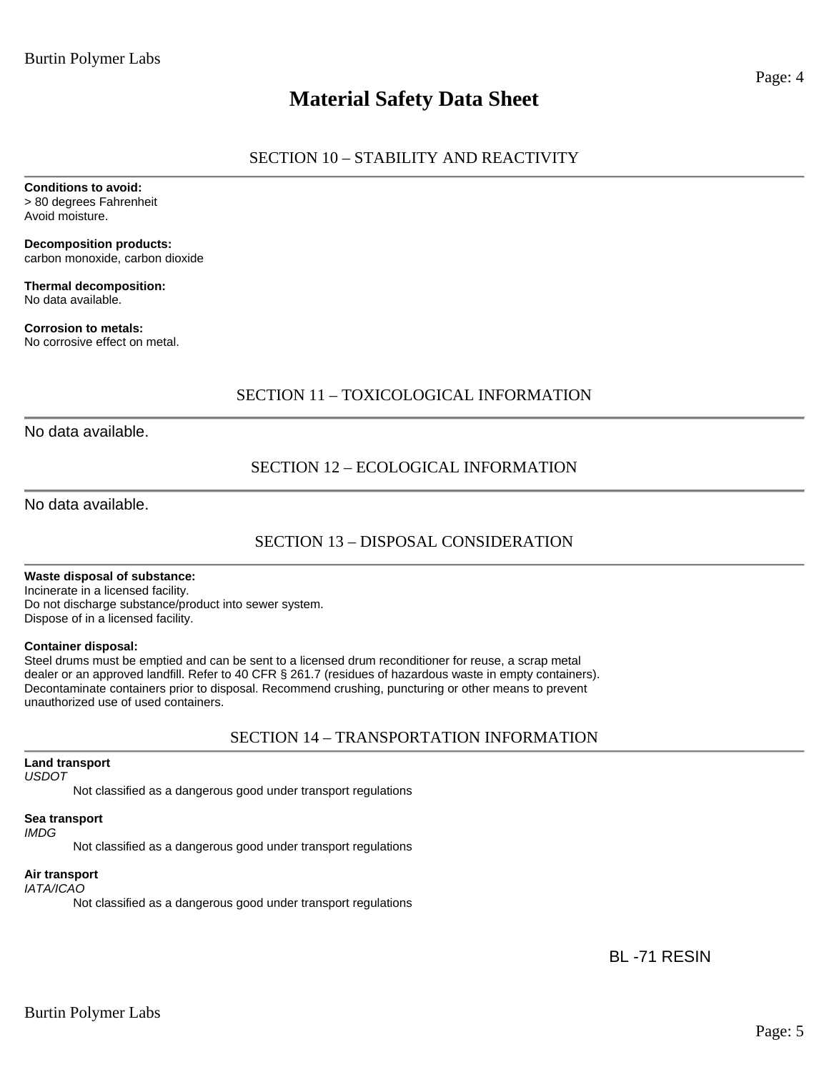# Material Safety Data Sheet

## SECTION 10 – STABILITY AND REACTIVITY

**Conditions to avoid:**
> 80 degrees Fahrenheit
Avoid moisture.

**Decomposition products:**
carbon monoxide, carbon dioxide

**Thermal decomposition:**
No data available.

**Corrosion to metals:**
No corrosive effect on metal.

## SECTION 11 – TOXICOLOGICAL INFORMATION

No data available.

## SECTION 12 – ECOLOGICAL INFORMATION

No data available.

## SECTION 13 – DISPOSAL CONSIDERATION

**Waste disposal of substance:**
Incinerate in a licensed facility.
Do not discharge substance/product into sewer system.
Dispose of in a licensed facility.

**Container disposal:**
Steel drums must be emptied and can be sent to a licensed drum reconditioner for reuse, a scrap metal dealer or an approved landfill. Refer to 40 CFR § 261.7 (residues of hazardous waste in empty containers). Decontaminate containers prior to disposal. Recommend crushing, puncturing or other means to prevent unauthorized use of used containers.

## SECTION 14 – TRANSPORTATION INFORMATION

**Land transport**
*USDOT*
Not classified as a dangerous good under transport regulations

**Sea transport**
*IMDG*
Not classified as a dangerous good under transport regulations

**Air transport**
*IATA/ICAO*
Not classified as a dangerous good under transport regulations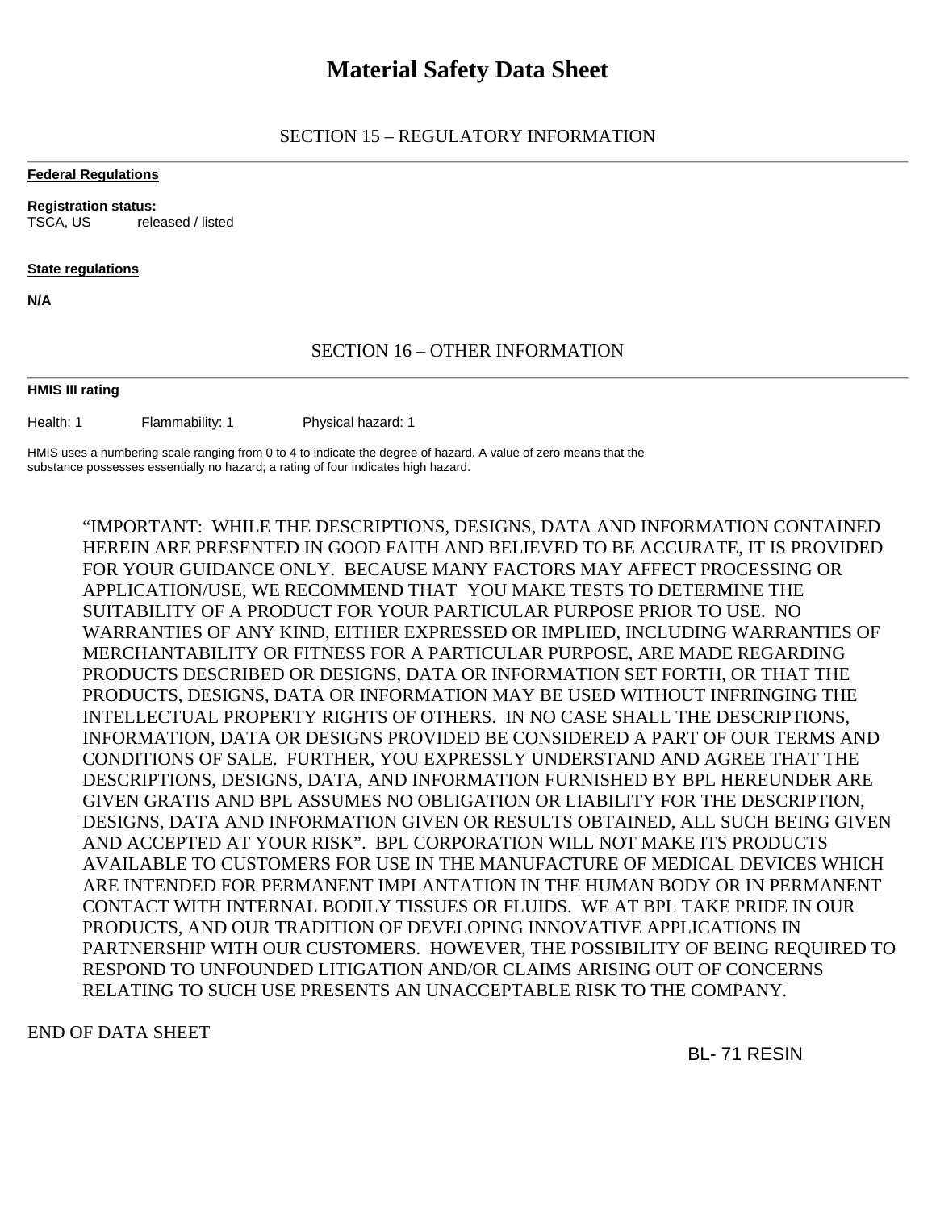# Material Safety Data Sheet

## SECTION 15 – REGULATORY INFORMATION

**Federal Regulations**

**Registration status:**
TSCA, US released / listed

**State regulations**

**N/A**

## SECTION 16 – OTHER INFORMATION

**HMIS III rating**

Health: 1 Flammability: 1 Physical hazard: 1

HMIS uses a numbering scale ranging from 0 to 4 to indicate the degree of hazard. A value of zero means that the substance possesses essentially no hazard; a rating of four indicates high hazard.

"IMPORTANT: WHILE THE DESCRIPTIONS, DESIGNS, DATA AND INFORMATION CONTAINED HEREIN ARE PRESENTED IN GOOD FAITH AND BELIEVED TO BE ACCURATE, IT IS PROVIDED FOR YOUR GUIDANCE ONLY. BECAUSE MANY FACTORS MAY AFFECT PROCESSING OR APPLICATION/USE, WE RECOMMEND THAT YOU MAKE TESTS TO DETERMINE THE SUITABILITY OF A PRODUCT FOR YOUR PARTICULAR PURPOSE PRIOR TO USE. NO WARRANTIES OF ANY KIND, EITHER EXPRESSED OR IMPLIED, INCLUDING WARRANTIES OF MERCHANTABILITY OR FITNESS FOR A PARTICULAR PURPOSE, ARE MADE REGARDING PRODUCTS DESCRIBED OR DESIGNS, DATA OR INFORMATION SET FORTH, OR THAT THE PRODUCTS, DESIGNS, DATA OR INFORMATION MAY BE USED WITHOUT INFRINGING THE INTELLECTUAL PROPERTY RIGHTS OF OTHERS. IN NO CASE SHALL THE DESCRIPTIONS, INFORMATION, DATA OR DESIGNS PROVIDED BE CONSIDERED A PART OF OUR TERMS AND CONDITIONS OF SALE. FURTHER, YOU EXPRESSLY UNDERSTAND AND AGREE THAT THE DESCRIPTIONS, DESIGNS, DATA, AND INFORMATION FURNISHED BY BPL HEREUNDER ARE GIVEN GRATIS AND BPL ASSUMES NO OBLIGATION OR LIABILITY FOR THE DESCRIPTION, DESIGNS, DATA AND INFORMATION GIVEN OR RESULTS OBTAINED, ALL SUCH BEING GIVEN AND ACCEPTED AT YOUR RISK". BPL CORPORATION WILL NOT MAKE ITS PRODUCTS AVAILABLE TO CUSTOMERS FOR USE IN THE MANUFACTURE OF MEDICAL DEVICES WHICH ARE INTENDED FOR PERMANENT IMPLANTATION IN THE HUMAN BODY OR IN PERMANENT CONTACT WITH INTERNAL BODILY TISSUES OR FLUIDS. WE AT BPL TAKE PRIDE IN OUR PRODUCTS, AND OUR TRADITION OF DEVELOPING INNOVATIVE APPLICATIONS IN PARTNERSHIP WITH OUR CUSTOMERS. HOWEVER, THE POSSIBILITY OF BEING REQUIRED TO RESPOND TO UNFOUNDED LITIGATION AND/OR CLAIMS ARISING OUT OF CONCERNS RELATING TO SUCH USE PRESENTS AN UNACCEPTABLE RISK TO THE COMPANY.

END OF DATA SHEET